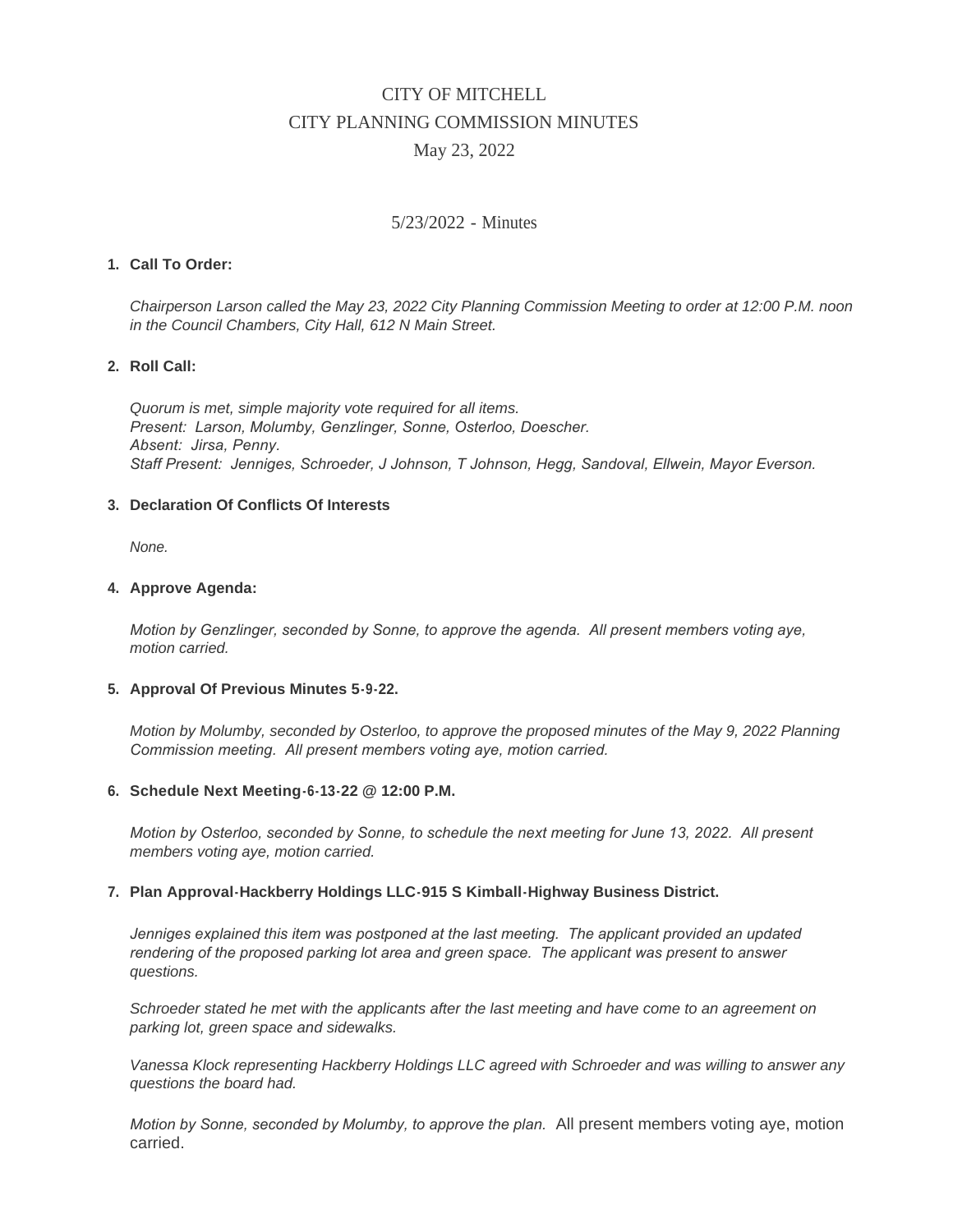# CITY OF MITCHELL
# CITY PLANNING COMMISSION MINUTES
# May 23, 2022

5/23/2022 - Minutes

**1. Call To Order:**

*Chairperson Larson called the May 23, 2022 City Planning Commission Meeting to order at 12:00 P.M. noon in the Council Chambers, City Hall, 612 N Main Street.*

**2. Roll Call:**

*Quorum is met, simple majority vote required for all items.*
*Present: Larson, Molumby, Genzlinger, Sonne, Osterloo, Doescher.*
*Absent: Jirsa, Penny.*
*Staff Present: Jenniges, Schroeder, J Johnson, T Johnson, Hegg, Sandoval, Ellwein, Mayor Everson.*

**3. Declaration Of Conflicts Of Interests**

*None.*

**4. Approve Agenda:**

*Motion by Genzlinger, seconded by Sonne, to approve the agenda. All present members voting aye, motion carried.*

**5. Approval Of Previous Minutes 5-9-22.**

*Motion by Molumby, seconded by Osterloo, to approve the proposed minutes of the May 9, 2022 Planning Commission meeting. All present members voting aye, motion carried.*

**6. Schedule Next Meeting-6-13-22 @ 12:00 P.M.**

*Motion by Osterloo, seconded by Sonne, to schedule the next meeting for June 13, 2022. All present members voting aye, motion carried.*

**7. Plan Approval-Hackberry Holdings LLC-915 S Kimball-Highway Business District.**

*Jenniges explained this item was postponed at the last meeting. The applicant provided an updated rendering of the proposed parking lot area and green space. The applicant was present to answer questions.*

*Schroeder stated he met with the applicants after the last meeting and have come to an agreement on parking lot, green space and sidewalks.*

*Vanessa Klock representing Hackberry Holdings LLC agreed with Schroeder and was willing to answer any questions the board had.*

*Motion by Sonne, seconded by Molumby, to approve the plan.* All present members voting aye, motion carried.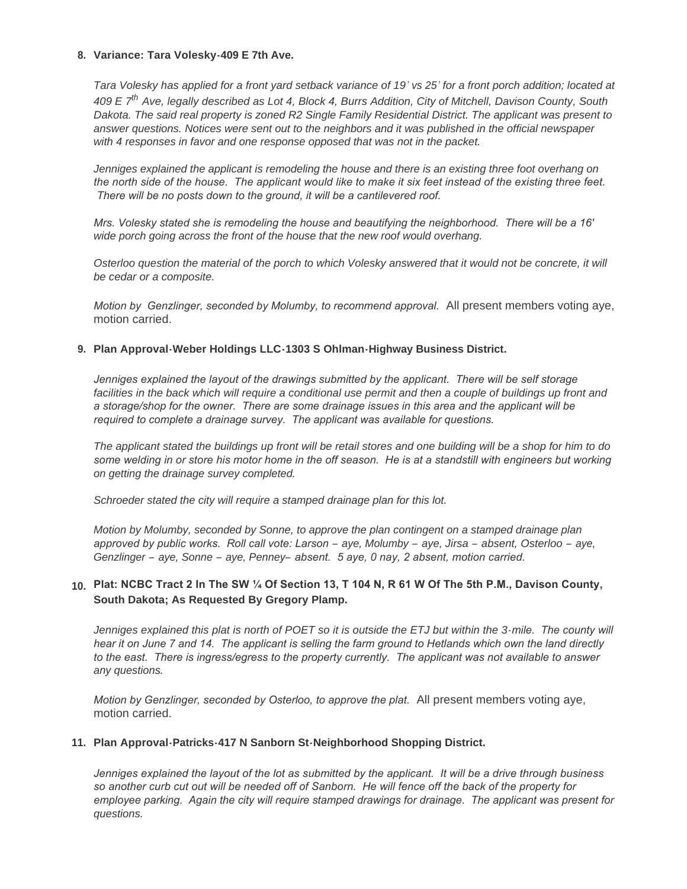**8. Variance: Tara Volesky-409 E 7th Ave.**

*Tara Volesky has applied for a front yard setback variance of 19' vs 25' for a front porch addition; located at 409 E 7th Ave, legally described as Lot 4, Block 4, Burrs Addition, City of Mitchell, Davison County, South Dakota. The said real property is zoned R2 Single Family Residential District. The applicant was present to answer questions. Notices were sent out to the neighbors and it was published in the official newspaper with 4 responses in favor and one response opposed that was not in the packet.*

*Jenniges explained the applicant is remodeling the house and there is an existing three foot overhang on the north side of the house. The applicant would like to make it six feet instead of the existing three feet. There will be no posts down to the ground, it will be a cantilevered roof.*

*Mrs. Volesky stated she is remodeling the house and beautifying the neighborhood. There will be a 16' wide porch going across the front of the house that the new roof would overhang.*

*Osterloo question the material of the porch to which Volesky answered that it would not be concrete, it will be cedar or a composite.*

*Motion by Genzlinger, seconded by Molumby, to recommend approval.* All present members voting aye, motion carried.

**9. Plan Approval-Weber Holdings LLC-1303 S Ohlman-Highway Business District.**

*Jenniges explained the layout of the drawings submitted by the applicant. There will be self storage facilities in the back which will require a conditional use permit and then a couple of buildings up front and a storage/shop for the owner. There are some drainage issues in this area and the applicant will be required to complete a drainage survey. The applicant was available for questions.*

*The applicant stated the buildings up front will be retail stores and one building will be a shop for him to do some welding in or store his motor home in the off season. He is at a standstill with engineers but working on getting the drainage survey completed.*

*Schroeder stated the city will require a stamped drainage plan for this lot.*

*Motion by Molumby, seconded by Sonne, to approve the plan contingent on a stamped drainage plan approved by public works. Roll call vote: Larson – aye, Molumby – aye, Jirsa – absent, Osterloo – aye, Genzlinger – aye, Sonne – aye, Penney– absent. 5 aye, 0 nay, 2 absent, motion carried.*

**10. Plat: NCBC Tract 2 In The SW ¼ Of Section 13, T 104 N, R 61 W Of The 5th P.M., Davison County, South Dakota; As Requested By Gregory Plamp.**

*Jenniges explained this plat is north of POET so it is outside the ETJ but within the 3-mile. The county will hear it on June 7 and 14. The applicant is selling the farm ground to Hetlands which own the land directly to the east. There is ingress/egress to the property currently. The applicant was not available to answer any questions.*

*Motion by Genzlinger, seconded by Osterloo, to approve the plat.* All present members voting aye, motion carried.

**11. Plan Approval-Patricks-417 N Sanborn St-Neighborhood Shopping District.**

*Jenniges explained the layout of the lot as submitted by the applicant. It will be a drive through business so another curb cut out will be needed off of Sanborn. He will fence off the back of the property for employee parking. Again the city will require stamped drawings for drainage. The applicant was present for questions.*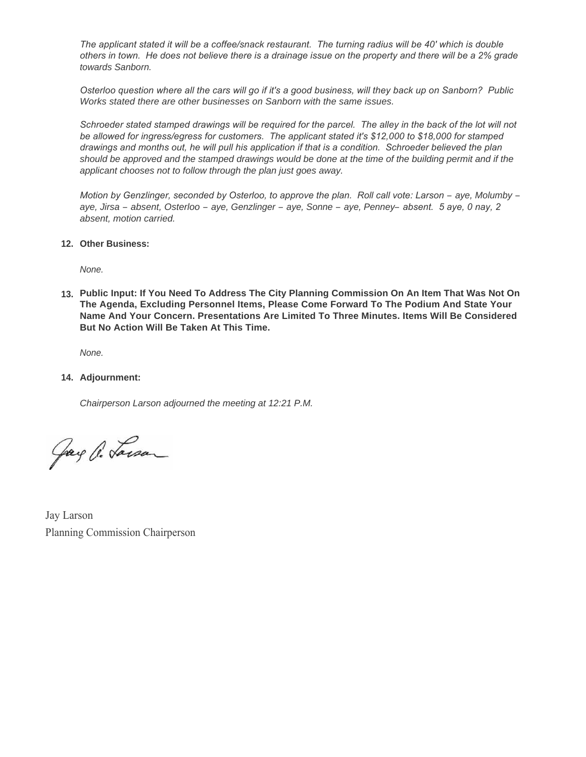*The applicant stated it will be a coffee/snack restaurant. The turning radius will be 40' which is double others in town. He does not believe there is a drainage issue on the property and there will be a 2% grade towards Sanborn.*

*Osterloo question where all the cars will go if it's a good business, will they back up on Sanborn? Public Works stated there are other businesses on Sanborn with the same issues.*

*Schroeder stated stamped drawings will be required for the parcel. The alley in the back of the lot will not be allowed for ingress/egress for customers. The applicant stated it's $12,000 to $18,000 for stamped drawings and months out, he will pull his application if that is a condition. Schroeder believed the plan should be approved and the stamped drawings would be done at the time of the building permit and if the applicant chooses not to follow through the plan just goes away.*

*Motion by Genzlinger, seconded by Osterloo, to approve the plan. Roll call vote: Larson – aye, Molumby – aye, Jirsa – absent, Osterloo – aye, Genzlinger – aye, Sonne – aye, Penney– absent. 5 aye, 0 nay, 2 absent, motion carried.*

**12. Other Business:**

*None.*

**13. Public Input: If You Need To Address The City Planning Commission On An Item That Was Not On The Agenda, Excluding Personnel Items, Please Come Forward To The Podium And State Your Name And Your Concern. Presentations Are Limited To Three Minutes. Items Will Be Considered But No Action Will Be Taken At This Time.**

*None.*

**14. Adjournment:**

*Chairperson Larson adjourned the meeting at 12:21 P.M.*

Jay A. Larson

Jay Larson
Planning Commission Chairperson